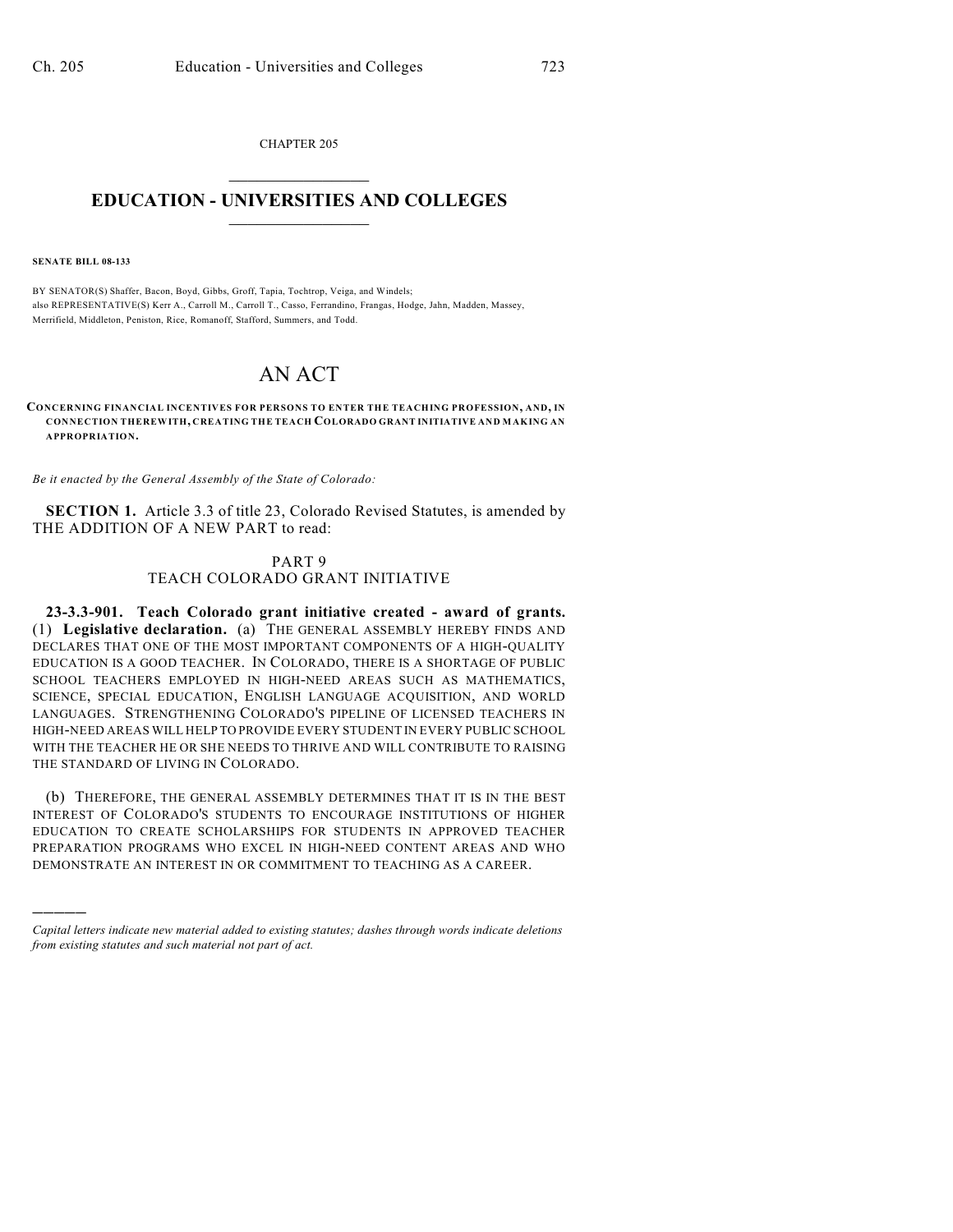CHAPTER 205

# EDUCATION - UNIVERSITIES AND COLLEGES

**SENATE BILL 08-133**

BY SENATOR(S) Shaffer, Bacon, Boyd, Gibbs, Groff, Tapia, Tochtrop, Veiga, and Windels;
also REPRESENTATIVE(S) Kerr A., Carroll M., Carroll T., Casso, Ferrandino, Frangas, Hodge, Jahn, Madden, Massey, Merrifield, Middleton, Peniston, Rice, Romanoff, Stafford, Summers, and Todd.

# AN ACT

**CONCERNING FINANCIAL INCENTIVES FOR PERSONS TO ENTER THE TEACHING PROFESSION, AND, IN CONNECTION THEREWITH, CREATING THE TEACH COLORADO GRANT INITIATIVE AND MAKING AN APPROPRIATION.**

*Be it enacted by the General Assembly of the State of Colorado:*

**SECTION 1.** Article 3.3 of title 23, Colorado Revised Statutes, is amended by THE ADDITION OF A NEW PART to read:

PART 9
TEACH COLORADO GRANT INITIATIVE

**23-3.3-901. Teach Colorado grant initiative created - award of grants.** (1) **Legislative declaration.** (a) THE GENERAL ASSEMBLY HEREBY FINDS AND DECLARES THAT ONE OF THE MOST IMPORTANT COMPONENTS OF A HIGH-QUALITY EDUCATION IS A GOOD TEACHER. IN COLORADO, THERE IS A SHORTAGE OF PUBLIC SCHOOL TEACHERS EMPLOYED IN HIGH-NEED AREAS SUCH AS MATHEMATICS, SCIENCE, SPECIAL EDUCATION, ENGLISH LANGUAGE ACQUISITION, AND WORLD LANGUAGES. STRENGTHENING COLORADO'S PIPELINE OF LICENSED TEACHERS IN HIGH-NEED AREAS WILL HELP TO PROVIDE EVERY STUDENT IN EVERY PUBLIC SCHOOL WITH THE TEACHER HE OR SHE NEEDS TO THRIVE AND WILL CONTRIBUTE TO RAISING THE STANDARD OF LIVING IN COLORADO.

(b) THEREFORE, THE GENERAL ASSEMBLY DETERMINES THAT IT IS IN THE BEST INTEREST OF COLORADO'S STUDENTS TO ENCOURAGE INSTITUTIONS OF HIGHER EDUCATION TO CREATE SCHOLARSHIPS FOR STUDENTS IN APPROVED TEACHER PREPARATION PROGRAMS WHO EXCEL IN HIGH-NEED CONTENT AREAS AND WHO DEMONSTRATE AN INTEREST IN OR COMMITMENT TO TEACHING AS A CAREER.

---

*Capital letters indicate new material added to existing statutes; dashes through words indicate deletions from existing statutes and such material not part of act.*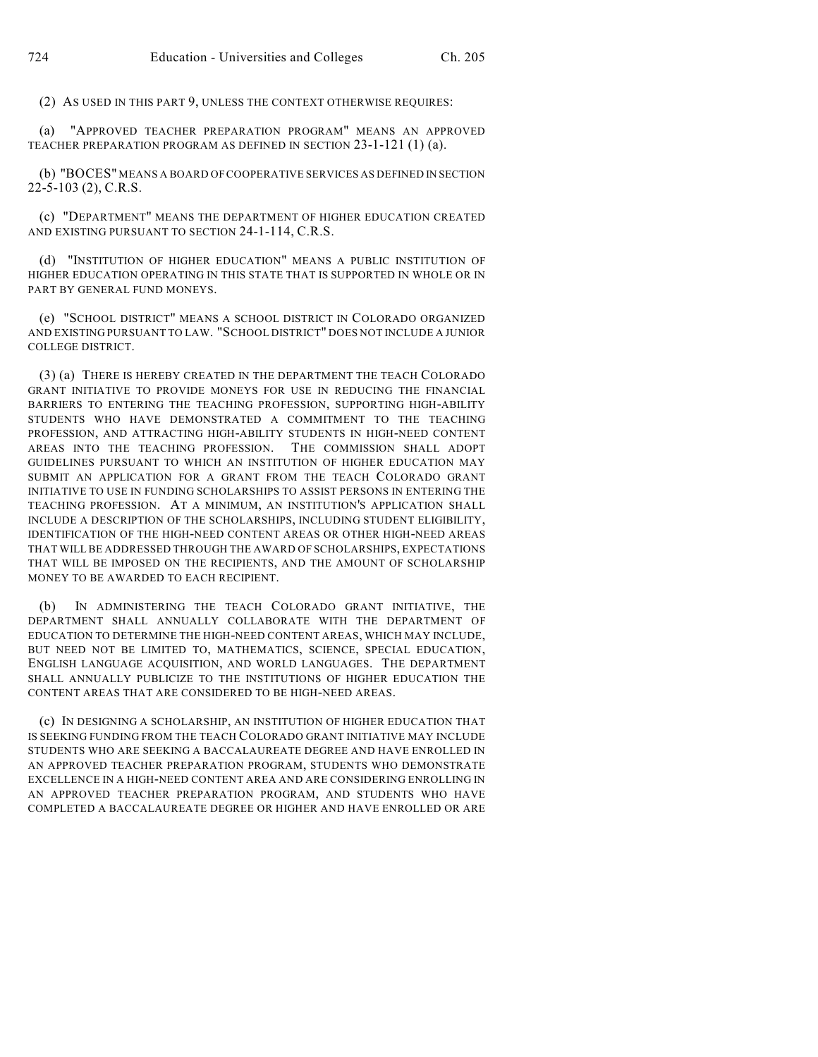(2) AS USED IN THIS PART 9, UNLESS THE CONTEXT OTHERWISE REQUIRES:

(a) "APPROVED TEACHER PREPARATION PROGRAM" MEANS AN APPROVED TEACHER PREPARATION PROGRAM AS DEFINED IN SECTION 23-1-121 (1) (a).

(b) "BOCES" MEANS A BOARD OF COOPERATIVE SERVICES AS DEFINED IN SECTION 22-5-103 (2), C.R.S.

(c) "DEPARTMENT" MEANS THE DEPARTMENT OF HIGHER EDUCATION CREATED AND EXISTING PURSUANT TO SECTION 24-1-114, C.R.S.

(d) "INSTITUTION OF HIGHER EDUCATION" MEANS A PUBLIC INSTITUTION OF HIGHER EDUCATION OPERATING IN THIS STATE THAT IS SUPPORTED IN WHOLE OR IN PART BY GENERAL FUND MONEYS.

(e) "SCHOOL DISTRICT" MEANS A SCHOOL DISTRICT IN COLORADO ORGANIZED AND EXISTING PURSUANT TO LAW. "SCHOOL DISTRICT" DOES NOT INCLUDE A JUNIOR COLLEGE DISTRICT.

(3) (a) THERE IS HEREBY CREATED IN THE DEPARTMENT THE TEACH COLORADO GRANT INITIATIVE TO PROVIDE MONEYS FOR USE IN REDUCING THE FINANCIAL BARRIERS TO ENTERING THE TEACHING PROFESSION, SUPPORTING HIGH-ABILITY STUDENTS WHO HAVE DEMONSTRATED A COMMITMENT TO THE TEACHING PROFESSION, AND ATTRACTING HIGH-ABILITY STUDENTS IN HIGH-NEED CONTENT AREAS INTO THE TEACHING PROFESSION. THE COMMISSION SHALL ADOPT GUIDELINES PURSUANT TO WHICH AN INSTITUTION OF HIGHER EDUCATION MAY SUBMIT AN APPLICATION FOR A GRANT FROM THE TEACH COLORADO GRANT INITIATIVE TO USE IN FUNDING SCHOLARSHIPS TO ASSIST PERSONS IN ENTERING THE TEACHING PROFESSION. AT A MINIMUM, AN INSTITUTION'S APPLICATION SHALL INCLUDE A DESCRIPTION OF THE SCHOLARSHIPS, INCLUDING STUDENT ELIGIBILITY, IDENTIFICATION OF THE HIGH-NEED CONTENT AREAS OR OTHER HIGH-NEED AREAS THAT WILL BE ADDRESSED THROUGH THE AWARD OF SCHOLARSHIPS, EXPECTATIONS THAT WILL BE IMPOSED ON THE RECIPIENTS, AND THE AMOUNT OF SCHOLARSHIP MONEY TO BE AWARDED TO EACH RECIPIENT.

(b) IN ADMINISTERING THE TEACH COLORADO GRANT INITIATIVE, THE DEPARTMENT SHALL ANNUALLY COLLABORATE WITH THE DEPARTMENT OF EDUCATION TO DETERMINE THE HIGH-NEED CONTENT AREAS, WHICH MAY INCLUDE, BUT NEED NOT BE LIMITED TO, MATHEMATICS, SCIENCE, SPECIAL EDUCATION, ENGLISH LANGUAGE ACQUISITION, AND WORLD LANGUAGES. THE DEPARTMENT SHALL ANNUALLY PUBLICIZE TO THE INSTITUTIONS OF HIGHER EDUCATION THE CONTENT AREAS THAT ARE CONSIDERED TO BE HIGH-NEED AREAS.

(c) IN DESIGNING A SCHOLARSHIP, AN INSTITUTION OF HIGHER EDUCATION THAT IS SEEKING FUNDING FROM THE TEACH COLORADO GRANT INITIATIVE MAY INCLUDE STUDENTS WHO ARE SEEKING A BACCALAUREATE DEGREE AND HAVE ENROLLED IN AN APPROVED TEACHER PREPARATION PROGRAM, STUDENTS WHO DEMONSTRATE EXCELLENCE IN A HIGH-NEED CONTENT AREA AND ARE CONSIDERING ENROLLING IN AN APPROVED TEACHER PREPARATION PROGRAM, AND STUDENTS WHO HAVE COMPLETED A BACCALAUREATE DEGREE OR HIGHER AND HAVE ENROLLED OR ARE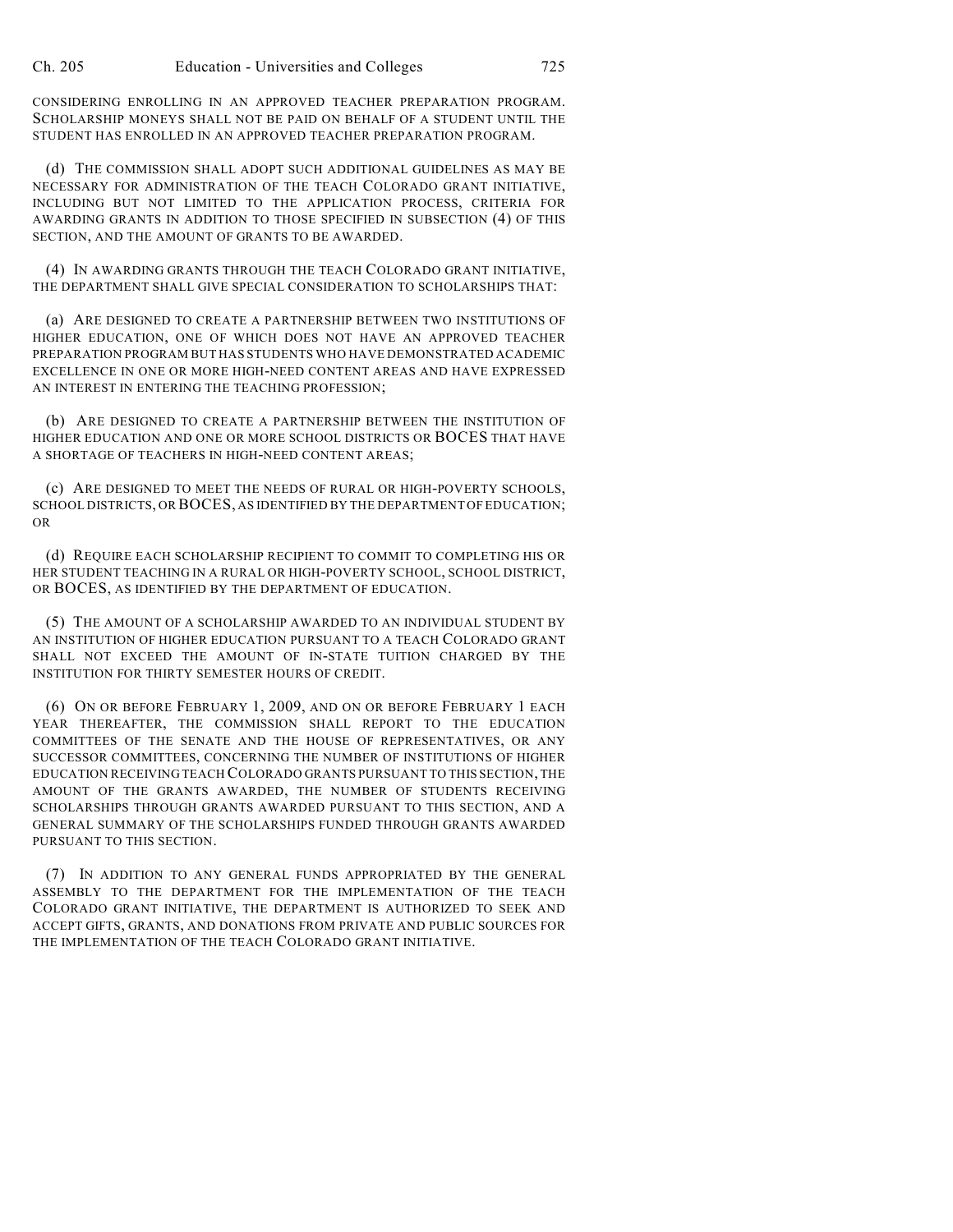CONSIDERING ENROLLING IN AN APPROVED TEACHER PREPARATION PROGRAM. SCHOLARSHIP MONEYS SHALL NOT BE PAID ON BEHALF OF A STUDENT UNTIL THE STUDENT HAS ENROLLED IN AN APPROVED TEACHER PREPARATION PROGRAM.

(d) THE COMMISSION SHALL ADOPT SUCH ADDITIONAL GUIDELINES AS MAY BE NECESSARY FOR ADMINISTRATION OF THE TEACH COLORADO GRANT INITIATIVE, INCLUDING BUT NOT LIMITED TO THE APPLICATION PROCESS, CRITERIA FOR AWARDING GRANTS IN ADDITION TO THOSE SPECIFIED IN SUBSECTION (4) OF THIS SECTION, AND THE AMOUNT OF GRANTS TO BE AWARDED.

(4) IN AWARDING GRANTS THROUGH THE TEACH COLORADO GRANT INITIATIVE, THE DEPARTMENT SHALL GIVE SPECIAL CONSIDERATION TO SCHOLARSHIPS THAT:

(a) ARE DESIGNED TO CREATE A PARTNERSHIP BETWEEN TWO INSTITUTIONS OF HIGHER EDUCATION, ONE OF WHICH DOES NOT HAVE AN APPROVED TEACHER PREPARATION PROGRAM BUT HAS STUDENTS WHO HAVE DEMONSTRATED ACADEMIC EXCELLENCE IN ONE OR MORE HIGH-NEED CONTENT AREAS AND HAVE EXPRESSED AN INTEREST IN ENTERING THE TEACHING PROFESSION;

(b) ARE DESIGNED TO CREATE A PARTNERSHIP BETWEEN THE INSTITUTION OF HIGHER EDUCATION AND ONE OR MORE SCHOOL DISTRICTS OR BOCES THAT HAVE A SHORTAGE OF TEACHERS IN HIGH-NEED CONTENT AREAS;

(c) ARE DESIGNED TO MEET THE NEEDS OF RURAL OR HIGH-POVERTY SCHOOLS, SCHOOL DISTRICTS, OR BOCES, AS IDENTIFIED BY THE DEPARTMENT OF EDUCATION; OR

(d) REQUIRE EACH SCHOLARSHIP RECIPIENT TO COMMIT TO COMPLETING HIS OR HER STUDENT TEACHING IN A RURAL OR HIGH-POVERTY SCHOOL, SCHOOL DISTRICT, OR BOCES, AS IDENTIFIED BY THE DEPARTMENT OF EDUCATION.

(5) THE AMOUNT OF A SCHOLARSHIP AWARDED TO AN INDIVIDUAL STUDENT BY AN INSTITUTION OF HIGHER EDUCATION PURSUANT TO A TEACH COLORADO GRANT SHALL NOT EXCEED THE AMOUNT OF IN-STATE TUITION CHARGED BY THE INSTITUTION FOR THIRTY SEMESTER HOURS OF CREDIT.

(6) ON OR BEFORE FEBRUARY 1, 2009, AND ON OR BEFORE FEBRUARY 1 EACH YEAR THEREAFTER, THE COMMISSION SHALL REPORT TO THE EDUCATION COMMITTEES OF THE SENATE AND THE HOUSE OF REPRESENTATIVES, OR ANY SUCCESSOR COMMITTEES, CONCERNING THE NUMBER OF INSTITUTIONS OF HIGHER EDUCATION RECEIVING TEACH COLORADO GRANTS PURSUANT TO THIS SECTION, THE AMOUNT OF THE GRANTS AWARDED, THE NUMBER OF STUDENTS RECEIVING SCHOLARSHIPS THROUGH GRANTS AWARDED PURSUANT TO THIS SECTION, AND A GENERAL SUMMARY OF THE SCHOLARSHIPS FUNDED THROUGH GRANTS AWARDED PURSUANT TO THIS SECTION.

(7) IN ADDITION TO ANY GENERAL FUNDS APPROPRIATED BY THE GENERAL ASSEMBLY TO THE DEPARTMENT FOR THE IMPLEMENTATION OF THE TEACH COLORADO GRANT INITIATIVE, THE DEPARTMENT IS AUTHORIZED TO SEEK AND ACCEPT GIFTS, GRANTS, AND DONATIONS FROM PRIVATE AND PUBLIC SOURCES FOR THE IMPLEMENTATION OF THE TEACH COLORADO GRANT INITIATIVE.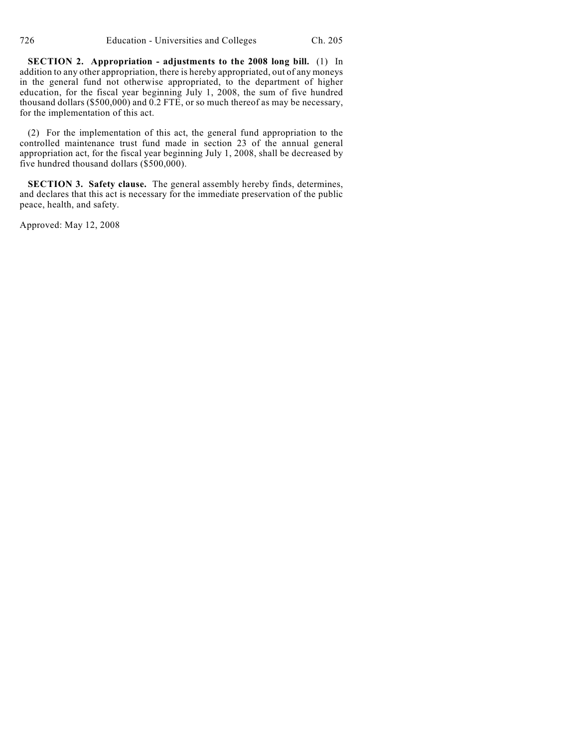**SECTION 2. Appropriation - adjustments to the 2008 long bill.** (1) In addition to any other appropriation, there is hereby appropriated, out of any moneys in the general fund not otherwise appropriated, to the department of higher education, for the fiscal year beginning July 1, 2008, the sum of five hundred thousand dollars ($500,000) and 0.2 FTE, or so much thereof as may be necessary, for the implementation of this act.

(2) For the implementation of this act, the general fund appropriation to the controlled maintenance trust fund made in section 23 of the annual general appropriation act, for the fiscal year beginning July 1, 2008, shall be decreased by five hundred thousand dollars ($500,000).

**SECTION 3. Safety clause.** The general assembly hereby finds, determines, and declares that this act is necessary for the immediate preservation of the public peace, health, and safety.

Approved: May 12, 2008